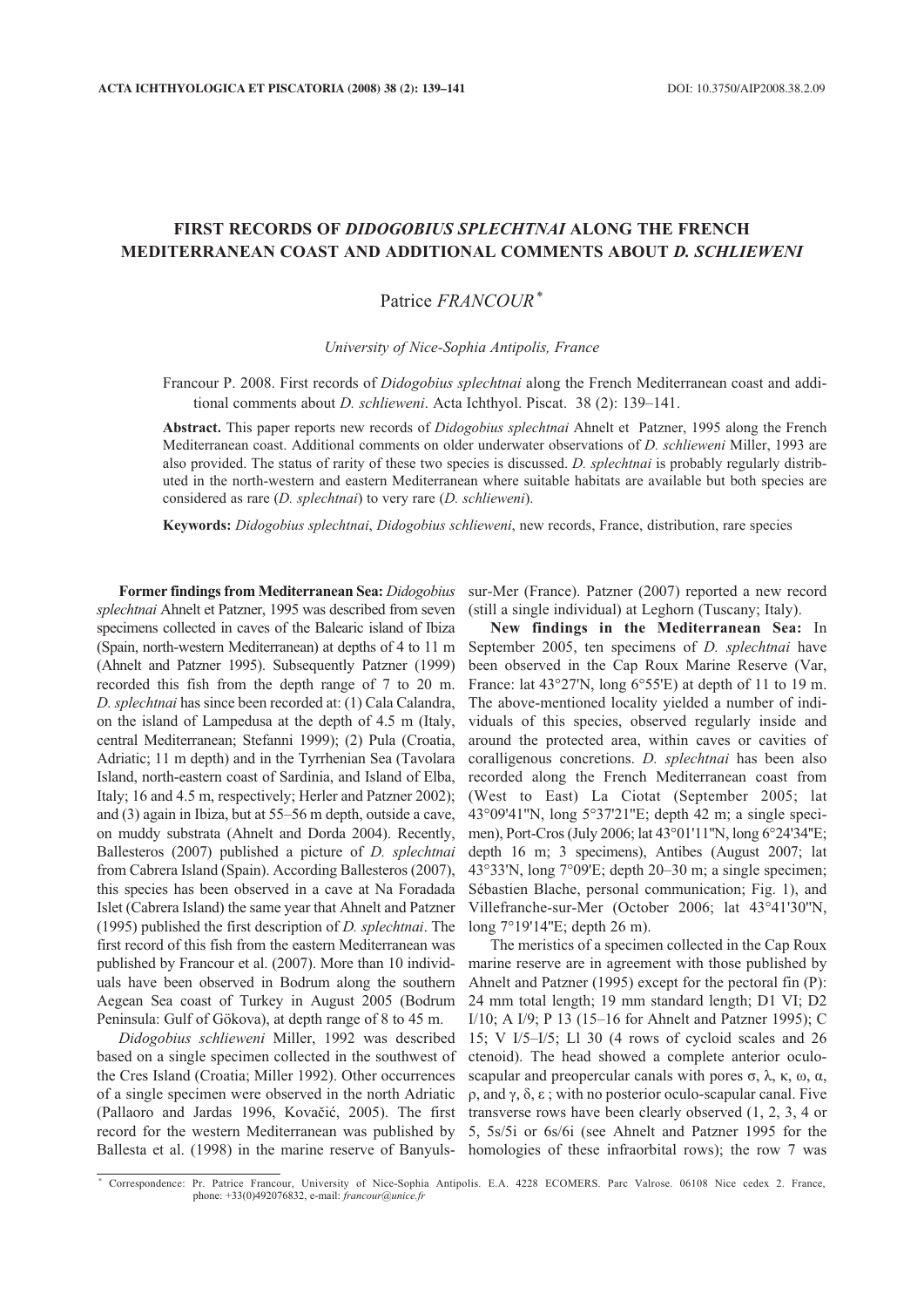# FIRST RECORDS OF *DIDOGOBIUS SPLECHTNAI* ALONG THE FRENCH MEDITERRANEAN COAST AND ADDITIONAL COMMENTS ABOUT *D. SCHLIEWENI*

Patrice *FRANCOUR* *

*University of Nice-Sophia Antipolis, France*

Francour P. 2008. First records of *Didogobius splechtnai* along the French Mediterranean coast and additional comments about *D. schlieweni*. Acta Ichthyol. Piscat. 38 (2): 139–141.

**Abstract.** This paper reports new records of *Didogobius splechtnai* Ahnelt et Patzner, 1995 along the French Mediterranean coast. Additional comments on older underwater observations of *D. schlieweni* Miller, 1993 are also provided. The status of rarity of these two species is discussed. *D. splechtnai* is probably regularly distributed in the north-western and eastern Mediterranean where suitable habitats are available but both species are considered as rare (*D. splechtnai*) to very rare (*D. schlieweni*).

**Keywords:** *Didogobius splechtnai*, *Didogobius schlieweni*, new records, France, distribution, rare species

**Former findings from Mediterranean Sea:** *Didogobius splechtnai* Ahnelt et Patzner, 1995 was described from seven specimens collected in caves of the Balearic island of Ibiza (Spain, north-western Mediterranean) at depths of 4 to 11 m (Ahnelt and Patzner 1995). Subsequently Patzner (1999) recorded this fish from the depth range of 7 to 20 m. *D. splechtnai* has since been recorded at: (1) Cala Calandra, on the island of Lampedusa at the depth of 4.5 m (Italy, central Mediterranean; Stefanni 1999); (2) Pula (Croatia, Adriatic; 11 m depth) and in the Tyrrhenian Sea (Tavolara Island, north-eastern coast of Sardinia, and Island of Elba, Italy; 16 and 4.5 m, respectively; Herler and Patzner 2002); and (3) again in Ibiza, but at 55–56 m depth, outside a cave, on muddy substrata (Ahnelt and Dorda 2004). Recently, Ballesteros (2007) published a picture of *D. splechtnai* from Cabrera Island (Spain). According Ballesteros (2007), this species has been observed in a cave at Na Foradada Islet (Cabrera Island) the same year that Ahnelt and Patzner (1995) published the first description of *D. splechtnai*. The first record of this fish from the eastern Mediterranean was published by Francour et al. (2007). More than 10 individuals have been observed in Bodrum along the southern Aegean Sea coast of Turkey in August 2005 (Bodrum Peninsula: Gulf of Gökova), at depth range of 8 to 45 m.

*Didogobius schlieweni* Miller, 1992 was described based on a single specimen collected in the southwest of the Cres Island (Croatia; Miller 1992). Other occurrences of a single specimen were observed in the north Adriatic (Pallaoro and Jardas 1996, Kovačić, 2005). The first record for the western Mediterranean was published by Ballesta et al. (1998) in the marine reserve of Banyuls-sur-Mer (France). Patzner (2007) reported a new record (still a single individual) at Leghorn (Tuscany; Italy).

**New findings in the Mediterranean Sea:** In September 2005, ten specimens of *D. splechtnai* have been observed in the Cap Roux Marine Reserve (Var, France: lat 43°27'N, long 6°55'E) at depth of 11 to 19 m. The above-mentioned locality yielded a number of individuals of this species, observed regularly inside and around the protected area, within caves or cavities of coralligenous concretions. *D. splechtnai* has been also recorded along the French Mediterranean coast from (West to East) La Ciotat (September 2005; lat 43°09'41"N, long 5°37'21"E; depth 42 m; a single specimen), Port-Cros (July 2006; lat 43°01'11"N, long 6°24'34"E; depth 16 m; 3 specimens), Antibes (August 2007; lat 43°33'N, long 7°09'E; depth 20–30 m; a single specimen; Sébastien Blache, personal communication; Fig. 1), and Villefranche-sur-Mer (October 2006; lat 43°41'30"N, long 7°19'14"E; depth 26 m).

The meristics of a specimen collected in the Cap Roux marine reserve are in agreement with those published by Ahnelt and Patzner (1995) except for the pectoral fin (P): 24 mm total length; 19 mm standard length; D1 VI; D2 I/10; A I/9; P 13 (15–16 for Ahnelt and Patzner 1995); C 15; V I/5–I/5; Ll 30 (4 rows of cycloid scales and 26 ctenoid). The head showed a complete anterior oculo-scapular and preopercular canals with pores σ, λ, κ, ω, α, ρ, and γ, δ, ε ; with no posterior oculo-scapular canal. Five transverse rows have been clearly observed (1, 2, 3, 4 or 5, 5s/5i or 6s/6i (see Ahnelt and Patzner 1995 for the homologies of these infraorbital rows); the row 7 was

\* Correspondence: Pr. Patrice Francour, University of Nice-Sophia Antipolis. E.A. 4228 ECOMERS. Parc Valrose. 06108 Nice cedex 2. France, phone: +33(0)492076832, e-mail: *francour@unice.fr*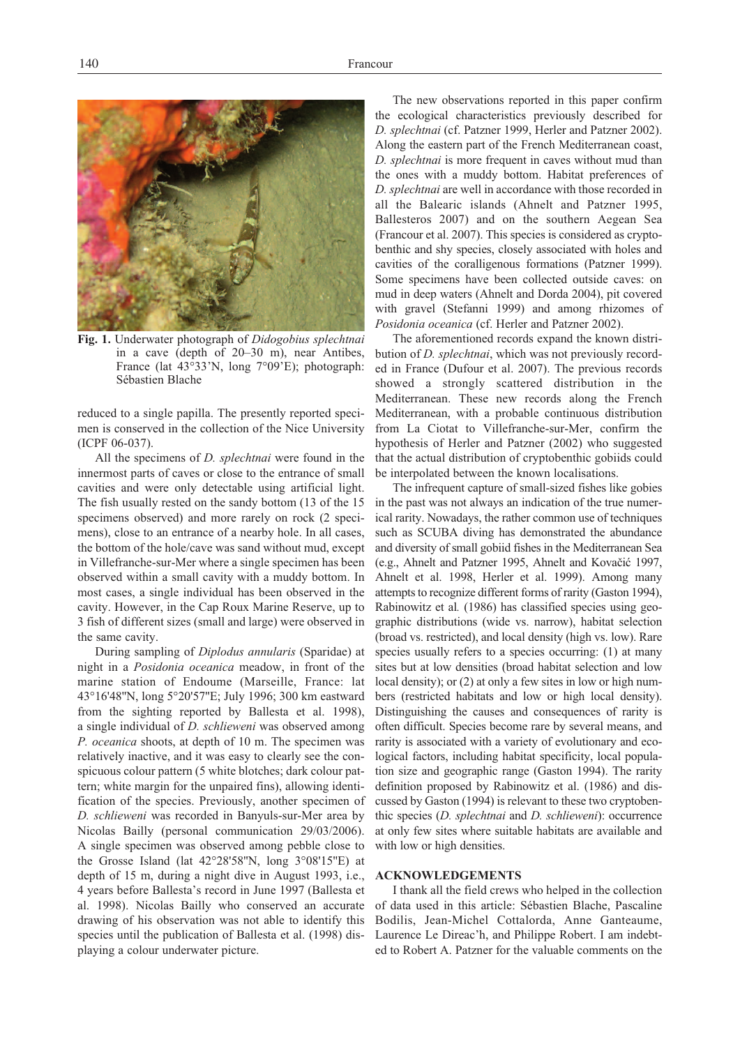**Fig. 1.** Underwater photograph of *Didogobius splechtnai* in a cave (depth of 20–30 m), near Antibes, France (lat 43°33'N, long 7°09'E); photograph: Sébastien Blache

reduced to a single papilla. The presently reported specimen is conserved in the collection of the Nice University (ICPF 06-037).

All the specimens of *D. splechtnai* were found in the innermost parts of caves or close to the entrance of small cavities and were only detectable using artificial light. The fish usually rested on the sandy bottom (13 of the 15 specimens observed) and more rarely on rock (2 specimens), close to an entrance of a nearby hole. In all cases, the bottom of the hole/cave was sand without mud, except in Villefranche-sur-Mer where a single specimen has been observed within a small cavity with a muddy bottom. In most cases, a single individual has been observed in the cavity. However, in the Cap Roux Marine Reserve, up to 3 fish of different sizes (small and large) were observed in the same cavity.

During sampling of *Diplodus annularis* (Sparidae) at night in a *Posidonia oceanica* meadow, in front of the marine station of Endoume (Marseille, France: lat 43°16'48''N, long 5°20'57''E; July 1996; 300 km eastward from the sighting reported by Ballesta et al. 1998), a single individual of *D. schlieweni* was observed among *P. oceanica* shoots, at depth of 10 m. The specimen was relatively inactive, and it was easy to clearly see the conspicuous colour pattern (5 white blotches; dark colour pattern; white margin for the unpaired fins), allowing identification of the species. Previously, another specimen of *D. schlieweni* was recorded in Banyuls-sur-Mer area by Nicolas Bailly (personal communication 29/03/2006). A single specimen was observed among pebble close to the Grosse Island (lat 42°28'58''N, long 3°08'15''E) at depth of 15 m, during a night dive in August 1993, i.e., 4 years before Ballesta's record in June 1997 (Ballesta et al. 1998). Nicolas Bailly who conserved an accurate drawing of his observation was not able to identify this species until the publication of Ballesta et al. (1998) displaying a colour underwater picture.

The new observations reported in this paper confirm the ecological characteristics previously described for *D. splechtnai* (cf. Patzner 1999, Herler and Patzner 2002). Along the eastern part of the French Mediterranean coast, *D. splechtnai* is more frequent in caves without mud than the ones with a muddy bottom. Habitat preferences of *D. splechtnai* are well in accordance with those recorded in all the Balearic islands (Ahnelt and Patzner 1995, Ballesteros 2007) and on the southern Aegean Sea (Francour et al. 2007). This species is considered as cryptobenthic and shy species, closely associated with holes and cavities of the coralligenous formations (Patzner 1999). Some specimens have been collected outside caves: on mud in deep waters (Ahnelt and Dorda 2004), pit covered with gravel (Stefanni 1999) and among rhizomes of *Posidonia oceanica* (cf. Herler and Patzner 2002).

The aforementioned records expand the known distribution of *D. splechtnai*, which was not previously recorded in France (Dufour et al. 2007). The previous records showed a strongly scattered distribution in the Mediterranean. These new records along the French Mediterranean, with a probable continuous distribution from La Ciotat to Villefranche-sur-Mer, confirm the hypothesis of Herler and Patzner (2002) who suggested that the actual distribution of cryptobenthic gobiids could be interpolated between the known localisations.

The infrequent capture of small-sized fishes like gobies in the past was not always an indication of the true numerical rarity. Nowadays, the rather common use of techniques such as SCUBA diving has demonstrated the abundance and diversity of small gobiid fishes in the Mediterranean Sea (e.g., Ahnelt and Patzner 1995, Ahnelt and Kovačić 1997, Ahnelt et al. 1998, Herler et al. 1999). Among many attempts to recognize different forms of rarity (Gaston 1994), Rabinowitz et al*.* (1986) has classified species using geographic distributions (wide vs. narrow), habitat selection (broad vs. restricted), and local density (high vs. low). Rare species usually refers to a species occurring: (1) at many sites but at low densities (broad habitat selection and low local density); or (2) at only a few sites in low or high numbers (restricted habitats and low or high local density). Distinguishing the causes and consequences of rarity is often difficult. Species become rare by several means, and rarity is associated with a variety of evolutionary and ecological factors, including habitat specificity, local population size and geographic range (Gaston 1994). The rarity definition proposed by Rabinowitz et al. (1986) and discussed by Gaston (1994) is relevant to these two cryptobenthic species (*D. splechtnai* and *D. schlieweni*): occurrence at only few sites where suitable habitats are available and with low or high densities.

## ACKNOWLEDGEMENTS

I thank all the field crews who helped in the collection of data used in this article: Sébastien Blache, Pascaline Bodilis, Jean-Michel Cottalorda, Anne Ganteaume, Laurence Le Direac'h, and Philippe Robert. I am indebted to Robert A. Patzner for the valuable comments on the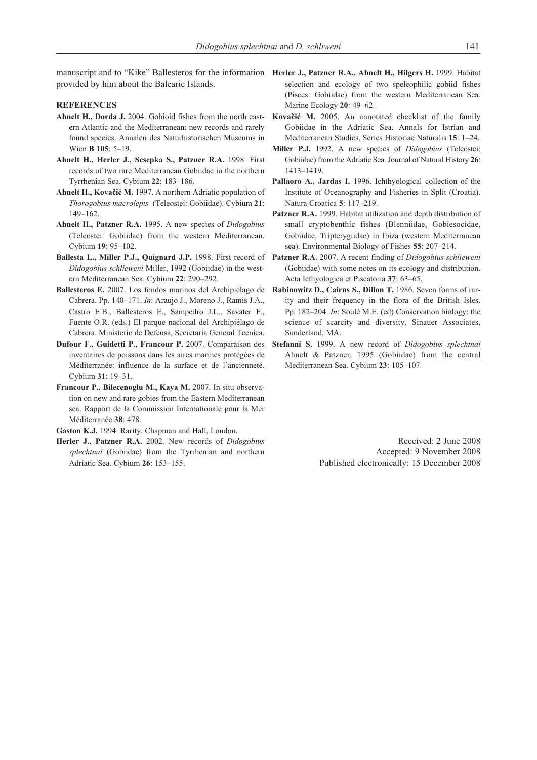manuscript and to "Kike" Ballesteros for the information provided by him about the Balearic Islands.

## REFERENCES

**Ahnelt H., Dorda J.** 2004. Gobioid fishes from the north eastern Atlantic and the Mediterranean: new records and rarely found species. Annalen des Naturhistorischen Museums in Wien **B 105**: 5–19.

**Ahnelt H., Herler J., Scsepka S., Patzner R.A.** 1998. First records of two rare Mediterranean Gobiidae in the northern Tyrrhenian Sea. Cybium **22**: 183–186.

**Ahnelt H., Kovačić M.** 1997. A northern Adriatic population of *Thorogobius macrolepis* (Teleostei: Gobiidae). Cybium **21**: 149–162.

**Ahnelt H., Patzner R.A.** 1995. A new species of *Didogobius* (Teleostei: Gobiidae) from the western Mediterranean. Cybium **19**: 95–102.

**Ballesta L., Miller P.J., Quignard J.P.** 1998. First record of *Didogobius schlieweni* Miller, 1992 (Gobiidae) in the western Mediterranean Sea. Cybium **22**: 290–292.

**Ballesteros E.** 2007. Los fondos marinos del Archipiélago de Cabrera. Pp. 140–171. *In*: Araujo J., Moreno J., Ramis J.A., Castro E.B., Ballesteros E., Sampedro J.L., Savater F., Fuente O.R. (eds.) El parque nacional del Archipiélago de Cabrera. Ministerio de Defensa, Secretaria General Tecnica.

**Dufour F., Guidetti P., Francour P.** 2007. Comparaison des inventaires de poissons dans les aires marines protégées de Méditerranée: influence de la surface et de l'ancienneté. Cybium **31**: 19–31.

**Francour P., Bilecenoglu M., Kaya M.** 2007. In situ observation on new and rare gobies from the Eastern Mediterranean sea. Rapport de la Commission Internationale pour la Mer Méditerranée **38**: 478.

**Gaston K.J.** 1994. Rarity. Chapman and Hall, London.

**Herler J., Patzner R.A.** 2002. New records of *Didogobius splechtnai* (Gobiidae) from the Tyrrhenian and northern Adriatic Sea. Cybium **26**: 153–155.

**Herler J., Patzner R.A., Ahnelt H., Hilgers H.** 1999. Habitat selection and ecology of two speleophilic gobiid fishes (Pisces: Gobiidae) from the western Mediterranean Sea. Marine Ecology **20**: 49–62.

**Kovačić M.** 2005. An annotated checklist of the family Gobiidae in the Adriatic Sea. Annals for Istrian and Mediterranean Studies, Series Historiae Naturalis **15**: 1–24.

**Miller P.J.** 1992. A new species of *Didogobius* (Teleostei: Gobiidae) from the Adriatic Sea. Journal of Natural History **26**: 1413–1419.

**Pallaoro A., Jardas I.** 1996. Ichthyological collection of the Institute of Oceanography and Fisheries in Split (Croatia). Natura Croatica **5**: 117–219.

**Patzner R.A.** 1999. Habitat utilization and depth distribution of small cryptobenthic fishes (Blenniidae, Gobiesocidae, Gobiidae, Tripterygiidae) in Ibiza (western Mediterranean sea). Environmental Biology of Fishes **55**: 207–214.

**Patzner R.A.** 2007. A recent finding of *Didogobius schlieweni* (Gobiidae) with some notes on its ecology and distribution. Acta Icthyologica et Piscatoria **37**: 63–65.

**Rabinowitz D., Cairns S., Dillon T.** 1986. Seven forms of rarity and their frequency in the flora of the British Isles. Pp. 182–204. *In*: Soulé M.E. (ed) Conservation biology: the science of scarcity and diversity. Sinauer Associates, Sunderland, MA.

**Stefanni S.** 1999. A new record of *Didogobius splechtnai* Ahnelt & Patzner, 1995 (Gobiidae) from the central Mediterranean Sea. Cybium **23**: 105–107.

Received: 2 June 2008
Accepted: 9 November 2008
Published electronically: 15 December 2008